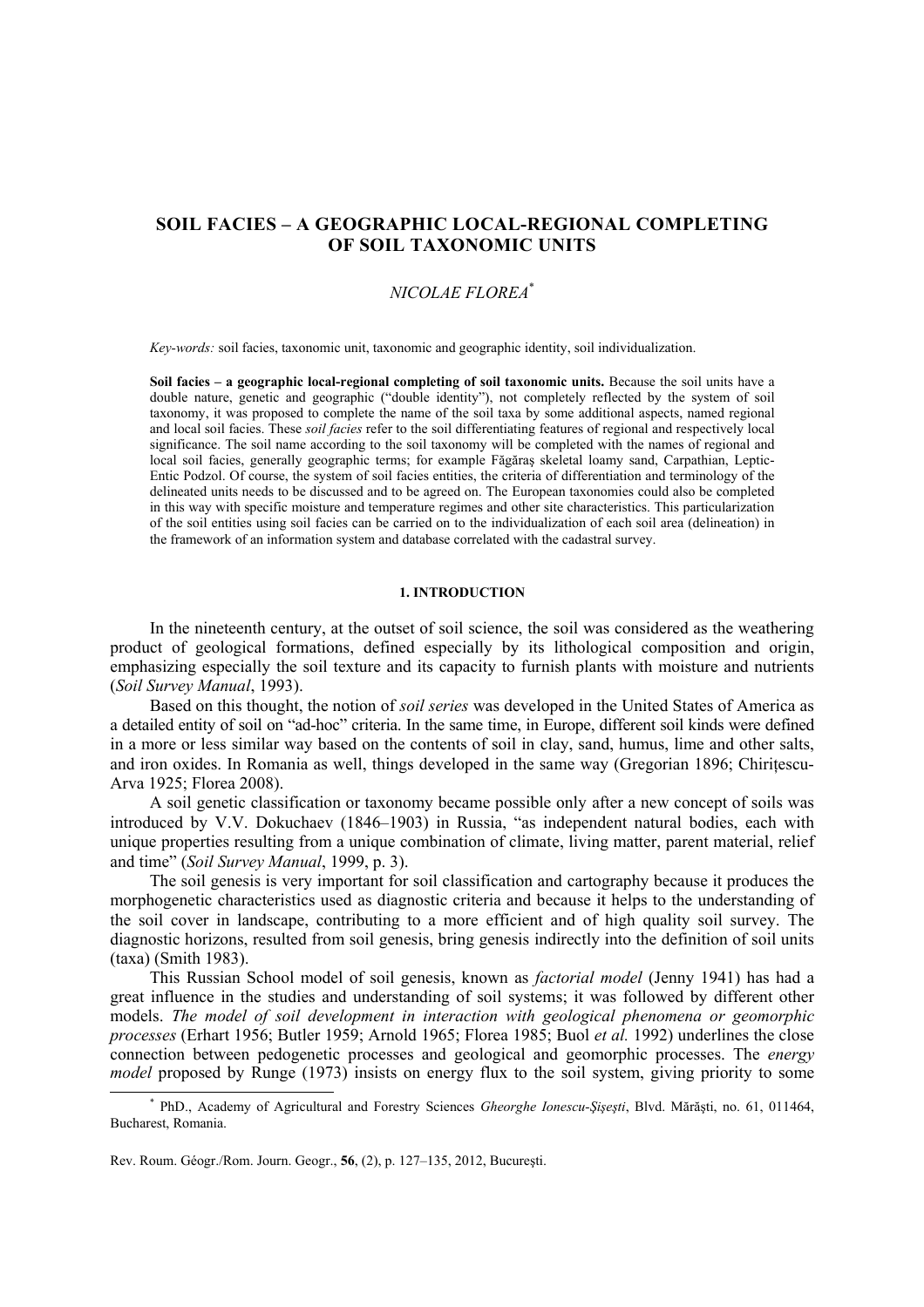# SOIL FACIES – A GEOGRAPHIC LOCAL-REGIONAL COMPLETING OF SOIL TAXONOMIC UNITS

*NICOLAE FLOREA*[*]

*Key-words:* soil facies, taxonomic unit, taxonomic and geographic identity, soil individualization.

**Soil facies – a geographic local-regional completing of soil taxonomic units.** Because the soil units have a double nature, genetic and geographic ("double identity"), not completely reflected by the system of soil taxonomy, it was proposed to complete the name of the soil taxa by some additional aspects, named regional and local soil facies. These *soil facies* refer to the soil differentiating features of regional and respectively local significance. The soil name according to the soil taxonomy will be completed with the names of regional and local soil facies, generally geographic terms; for example Făgăraş skeletal loamy sand, Carpathian, Leptic-Entic Podzol. Of course, the system of soil facies entities, the criteria of differentiation and terminology of the delineated units needs to be discussed and to be agreed on. The European taxonomies could also be completed in this way with specific moisture and temperature regimes and other site characteristics. This particularization of the soil entities using soil facies can be carried on to the individualization of each soil area (delineation) in the framework of an information system and database correlated with the cadastral survey.

## 1. INTRODUCTION

In the nineteenth century, at the outset of soil science, the soil was considered as the weathering product of geological formations, defined especially by its lithological composition and origin, emphasizing especially the soil texture and its capacity to furnish plants with moisture and nutrients (*Soil Survey Manual*, 1993).

Based on this thought, the notion of *soil series* was developed in the United States of America as a detailed entity of soil on "ad-hoc" criteria. In the same time, in Europe, different soil kinds were defined in a more or less similar way based on the contents of soil in clay, sand, humus, lime and other salts, and iron oxides. In Romania as well, things developed in the same way (Gregorian 1896; Chirițescu-Arva 1925; Florea 2008).

A soil genetic classification or taxonomy became possible only after a new concept of soils was introduced by V.V. Dokuchaev (1846–1903) in Russia, "as independent natural bodies, each with unique properties resulting from a unique combination of climate, living matter, parent material, relief and time" (*Soil Survey Manual*, 1999, p. 3).

The soil genesis is very important for soil classification and cartography because it produces the morphogenetic characteristics used as diagnostic criteria and because it helps to the understanding of the soil cover in landscape, contributing to a more efficient and of high quality soil survey. The diagnostic horizons, resulted from soil genesis, bring genesis indirectly into the definition of soil units (taxa) (Smith 1983).

This Russian School model of soil genesis, known as *factorial model* (Jenny 1941) has had a great influence in the studies and understanding of soil systems; it was followed by different other models. *The model of soil development in interaction with geological phenomena or geomorphic processes* (Erhart 1956; Butler 1959; Arnold 1965; Florea 1985; Buol *et al.* 1992) underlines the close connection between pedogenetic processes and geological and geomorphic processes. The *energy model* proposed by Runge (1973) insists on energy flux to the soil system, giving priority to some

[*] PhD., Academy of Agricultural and Forestry Sciences *Gheorghe Ionescu-Şişeşti*, Blvd. Mărăşti, no. 61, 011464, Bucharest, Romania.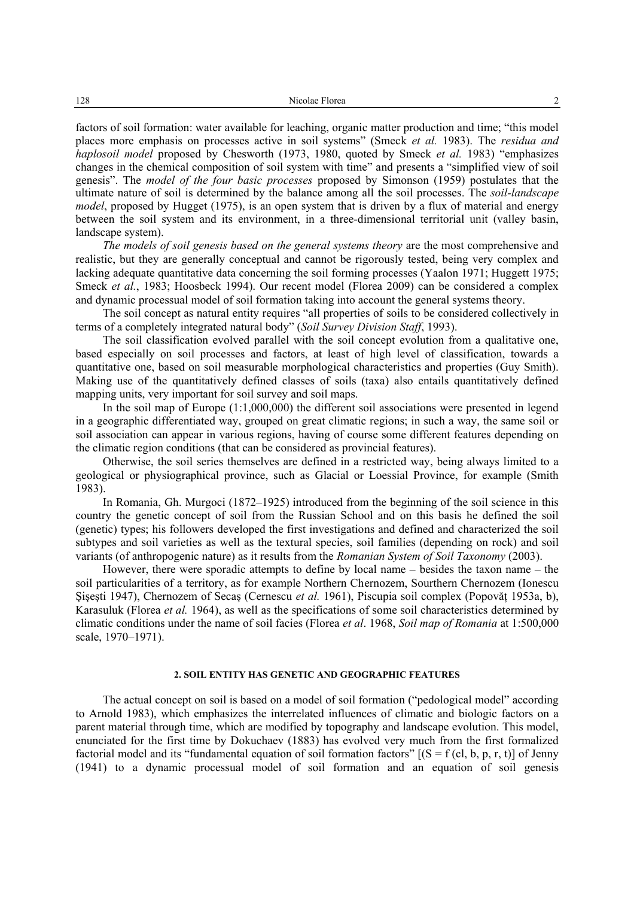factors of soil formation: water available for leaching, organic matter production and time; "this model places more emphasis on processes active in soil systems" (Smeck *et al.* 1983). The *residua and haplosoil model* proposed by Chesworth (1973, 1980, quoted by Smeck *et al.* 1983) "emphasizes changes in the chemical composition of soil system with time" and presents a "simplified view of soil genesis". The *model of the four basic processes* proposed by Simonson (1959) postulates that the ultimate nature of soil is determined by the balance among all the soil processes. The *soil-landscape model*, proposed by Hugget (1975), is an open system that is driven by a flux of material and energy between the soil system and its environment, in a three-dimensional territorial unit (valley basin, landscape system).

*The models of soil genesis based on the general systems theory* are the most comprehensive and realistic, but they are generally conceptual and cannot be rigorously tested, being very complex and lacking adequate quantitative data concerning the soil forming processes (Yaalon 1971; Huggett 1975; Smeck *et al.*, 1983; Hoosbeck 1994). Our recent model (Florea 2009) can be considered a complex and dynamic processual model of soil formation taking into account the general systems theory.

The soil concept as natural entity requires "all properties of soils to be considered collectively in terms of a completely integrated natural body" (*Soil Survey Division Staff*, 1993).

The soil classification evolved parallel with the soil concept evolution from a qualitative one, based especially on soil processes and factors, at least of high level of classification, towards a quantitative one, based on soil measurable morphological characteristics and properties (Guy Smith). Making use of the quantitatively defined classes of soils (taxa) also entails quantitatively defined mapping units, very important for soil survey and soil maps.

In the soil map of Europe (1:1,000,000) the different soil associations were presented in legend in a geographic differentiated way, grouped on great climatic regions; in such a way, the same soil or soil association can appear in various regions, having of course some different features depending on the climatic region conditions (that can be considered as provincial features).

Otherwise, the soil series themselves are defined in a restricted way, being always limited to a geological or physiographical province, such as Glacial or Loessial Province, for example (Smith 1983).

In Romania, Gh. Murgoci (1872–1925) introduced from the beginning of the soil science in this country the genetic concept of soil from the Russian School and on this basis he defined the soil (genetic) types; his followers developed the first investigations and defined and characterized the soil subtypes and soil varieties as well as the textural species, soil families (depending on rock) and soil variants (of anthropogenic nature) as it results from the *Romanian System of Soil Taxonomy* (2003).

However, there were sporadic attempts to define by local name – besides the taxon name – the soil particularities of a territory, as for example Northern Chernozem, Sourthern Chernozem (Ionescu Şişeşti 1947), Chernozem of Secaş (Cernescu *et al.* 1961), Piscupia soil complex (Popovăţ 1953a, b), Karasuluk (Florea *et al.* 1964), as well as the specifications of some soil characteristics determined by climatic conditions under the name of soil facies (Florea *et al*. 1968, *Soil map of Romania* at 1:500,000 scale, 1970–1971).

## 2. SOIL ENTITY HAS GENETIC AND GEOGRAPHIC FEATURES

The actual concept on soil is based on a model of soil formation ("pedological model" according to Arnold 1983), which emphasizes the interrelated influences of climatic and biologic factors on a parent material through time, which are modified by topography and landscape evolution. This model, enunciated for the first time by Dokuchaev (1883) has evolved very much from the first formalized factorial model and its "fundamental equation of soil formation factors" [$(S = f(cl, b, p, r, t)$] of Jenny (1941) to a dynamic processual model of soil formation and an equation of soil genesis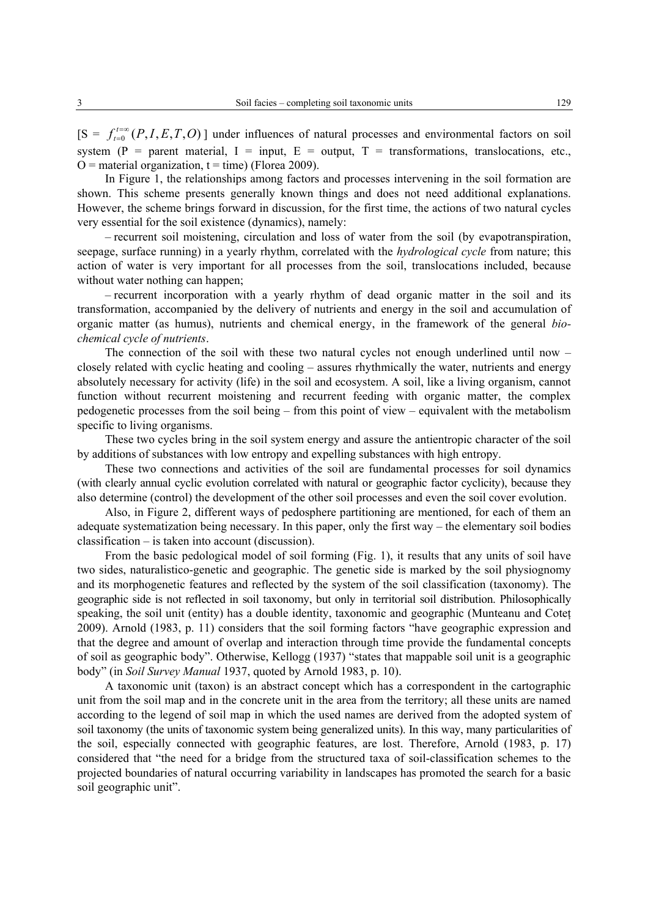[S = $f_{t=0}^{t=\infty}(P, I, E, T, O)$ ] under influences of natural processes and environmental factors on soil system (P = parent material, I = input, E = output, T = transformations, translocations, etc., O = material organization, t = time) (Florea 2009).

In Figure 1, the relationships among factors and processes intervening in the soil formation are shown. This scheme presents generally known things and does not need additional explanations. However, the scheme brings forward in discussion, for the first time, the actions of two natural cycles very essential for the soil existence (dynamics), namely:

– recurrent soil moistening, circulation and loss of water from the soil (by evapotranspiration, seepage, surface running) in a yearly rhythm, correlated with the *hydrological cycle* from nature; this action of water is very important for all processes from the soil, translocations included, because without water nothing can happen;

– recurrent incorporation with a yearly rhythm of dead organic matter in the soil and its transformation, accompanied by the delivery of nutrients and energy in the soil and accumulation of organic matter (as humus), nutrients and chemical energy, in the framework of the general *bio-chemical cycle of nutrients*.

The connection of the soil with these two natural cycles not enough underlined until now – closely related with cyclic heating and cooling – assures rhythmically the water, nutrients and energy absolutely necessary for activity (life) in the soil and ecosystem. A soil, like a living organism, cannot function without recurrent moistening and recurrent feeding with organic matter, the complex pedogenetic processes from the soil being – from this point of view – equivalent with the metabolism specific to living organisms.

These two cycles bring in the soil system energy and assure the antientropic character of the soil by additions of substances with low entropy and expelling substances with high entropy.

These two connections and activities of the soil are fundamental processes for soil dynamics (with clearly annual cyclic evolution correlated with natural or geographic factor cyclicity), because they also determine (control) the development of the other soil processes and even the soil cover evolution.

Also, in Figure 2, different ways of pedosphere partitioning are mentioned, for each of them an adequate systematization being necessary. In this paper, only the first way – the elementary soil bodies classification – is taken into account (discussion).

From the basic pedological model of soil forming (Fig. 1), it results that any units of soil have two sides, naturalistico-genetic and geographic. The genetic side is marked by the soil physiognomy and its morphogenetic features and reflected by the system of the soil classification (taxonomy). The geographic side is not reflected in soil taxonomy, but only in territorial soil distribution. Philosophically speaking, the soil unit (entity) has a double identity, taxonomic and geographic (Munteanu and Coteț 2009). Arnold (1983, p. 11) considers that the soil forming factors "have geographic expression and that the degree and amount of overlap and interaction through time provide the fundamental concepts of soil as geographic body". Otherwise, Kellogg (1937) "states that mappable soil unit is a geographic body" (in *Soil Survey Manual* 1937, quoted by Arnold 1983, p. 10).

A taxonomic unit (taxon) is an abstract concept which has a correspondent in the cartographic unit from the soil map and in the concrete unit in the area from the territory; all these units are named according to the legend of soil map in which the used names are derived from the adopted system of soil taxonomy (the units of taxonomic system being generalized units). In this way, many particularities of the soil, especially connected with geographic features, are lost. Therefore, Arnold (1983, p. 17) considered that "the need for a bridge from the structured taxa of soil-classification schemes to the projected boundaries of natural occurring variability in landscapes has promoted the search for a basic soil geographic unit".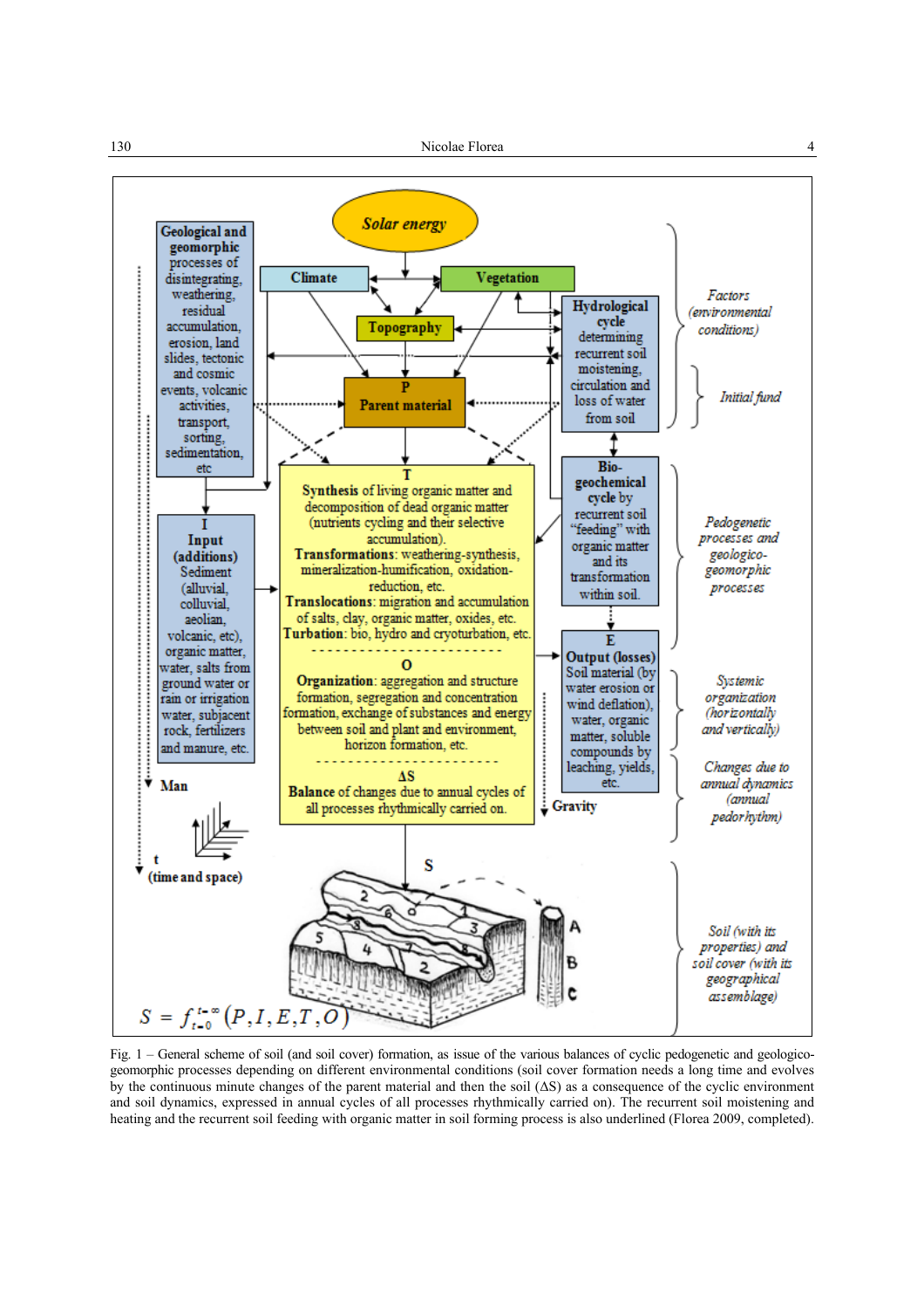**Solar energy**

**Climate** — **Vegetation** — **Topography**

**Geological and geomorphic** processes of disintegrating, weathering, residual accumulation, erosion, land slides, tectonic and cosmic events, volcanic activities, transport, sorting, sedimentation, etc

**Hydrological cycle** determining recurrent soil moistening, circulation and loss of water from soil

**P**
**Parent material**

**I**
**Input (additions)** Sediment (alluvial, colluvial, aeolian, volcanic, etc), organic matter, water, salts from ground water or rain or irrigation water, subjacent rock, fertilizers and manure, etc.

**T**
**Synthesis** of living organic matter and decomposition of dead organic matter (nutrients cycling and their selective accumulation).
**Transformations**: weathering-synthesis, mineralization-humification, oxidation-reduction, etc.
**Translocations**: migration and accumulation of salts, clay, organic matter, oxides, etc.
**Turbation**: bio, hydro and cryoturbation, etc.

**O**
**Organization**: aggregation and structure formation, segregation and concentration formation, exchange of substances and energy between soil and plant and environment, horizon formation, etc.

**ΔS**
**Balance** of changes due to annual cycles of all processes rhythmically carried on.

**Bio-geochemical cycle** by recurrent soil "feeding" with organic matter and its transformation within soil.

**E**
**Output (losses)** Soil material (by water erosion or wind deflation), water, organic matter, soluble compounds by leaching, yields, etc.

**Man** — **Gravity** — **t** (time and space)

**S** — A, B, C

$$S = f_{t=0}^{t=\infty}(P, I, E, T, O)$$

*Factors (environmental conditions)*

*Initial fund*

*Pedogenetic processes and geologico-geomorphic processes*

*Systemic organization (horizontally and vertically)*

*Changes due to annual dynamics (annual pedorhythm)*

*Soil (with its properties) and soil cover (with its geographical assemblage)*

Fig. 1 – General scheme of soil (and soil cover) formation, as issue of the various balances of cyclic pedogenetic and geologico-geomorphic processes depending on different environmental conditions (soil cover formation needs a long time and evolves by the continuous minute changes of the parent material and then the soil (ΔS) as a consequence of the cyclic environment and soil dynamics, expressed in annual cycles of all processes rhythmically carried on. The recurrent soil moistening and heating and the recurrent soil feeding with organic matter in soil forming process is also underlined (Florea 2009, completed).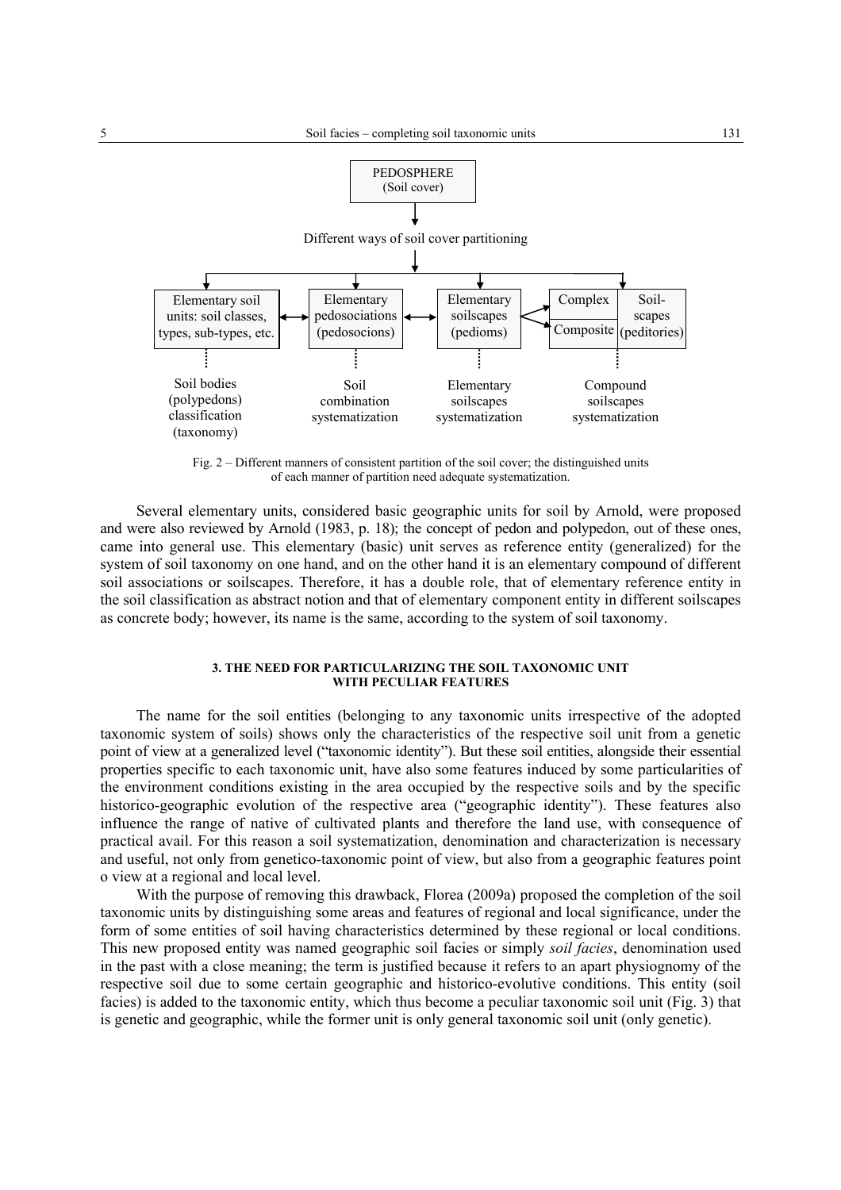PEDOSPHERE
(Soil cover)

Different ways of soil cover partitioning

| Elementary soil units: soil classes, types, sub-types, etc. | Elementary pedosociations (pedosocions) | Elementary soilscapes (pedioms) | Complex / Composite Soil-scapes (peditories) |
|---|---|---|---|
| Soil bodies (polypedons) classification (taxonomy) | Soil combination systematization | Elementary soilscapes systematization | Compound soilscapes systematization |

Fig. 2 – Different manners of consistent partition of the soil cover; the distinguished units of each manner of partition need adequate systematization.

Several elementary units, considered basic geographic units for soil by Arnold, were proposed and were also reviewed by Arnold (1983, p. 18); the concept of pedon and polypedon, out of these ones, came into general use. This elementary (basic) unit serves as reference entity (generalized) for the system of soil taxonomy on one hand, and on the other hand it is an elementary compound of different soil associations or soilscapes. Therefore, it has a double role, that of elementary reference entity in the soil classification as abstract notion and that of elementary component entity in different soilscapes as concrete body; however, its name is the same, according to the system of soil taxonomy.

## 3. THE NEED FOR PARTICULARIZING THE SOIL TAXONOMIC UNIT WITH PECULIAR FEATURES

The name for the soil entities (belonging to any taxonomic units irrespective of the adopted taxonomic system of soils) shows only the characteristics of the respective soil unit from a genetic point of view at a generalized level ("taxonomic identity"). But these soil entities, alongside their essential properties specific to each taxonomic unit, have also some features induced by some particularities of the environment conditions existing in the area occupied by the respective soils and by the specific historico-geographic evolution of the respective area ("geographic identity"). These features also influence the range of native of cultivated plants and therefore the land use, with consequence of practical avail. For this reason a soil systematization, denomination and characterization is necessary and useful, not only from genetico-taxonomic point of view, but also from a geographic features point o view at a regional and local level.

With the purpose of removing this drawback, Florea (2009a) proposed the completion of the soil taxonomic units by distinguishing some areas and features of regional and local significance, under the form of some entities of soil having characteristics determined by these regional or local conditions. This new proposed entity was named geographic soil facies or simply *soil facies*, denomination used in the past with a close meaning; the term is justified because it refers to an apart physiognomy of the respective soil due to some certain geographic and historico-evolutive conditions. This entity (soil facies) is added to the taxonomic entity, which thus become a peculiar taxonomic soil unit (Fig. 3) that is genetic and geographic, while the former unit is only general taxonomic soil unit (only genetic).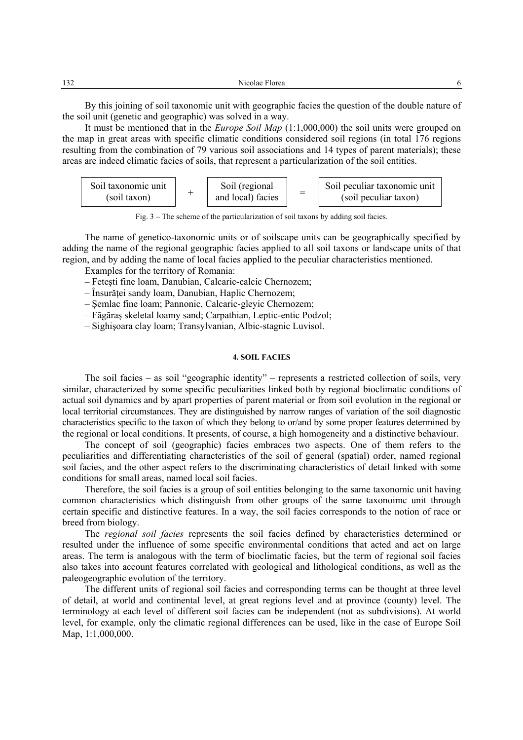By this joining of soil taxonomic unit with geographic facies the question of the double nature of the soil unit (genetic and geographic) was solved in a way.

It must be mentioned that in the *Europe Soil Map* (1:1,000,000) the soil units were grouped on the map in great areas with specific climatic conditions considered soil regions (in total 176 regions resulting from the combination of 79 various soil associations and 14 types of parent materials); these areas are indeed climatic facies of soils, that represent a particularization of the soil entities.

| Soil taxonomic unit (soil taxon) | + | Soil (regional and local) facies | = | Soil peculiar taxonomic unit (soil peculiar taxon) |
|---|---|---|---|---|

Fig. 3 – The scheme of the particularization of soil taxons by adding soil facies.

The name of genetico-taxonomic units or of soilscape units can be geographically specified by adding the name of the regional geographic facies applied to all soil taxons or landscape units of that region, and by adding the name of local facies applied to the peculiar characteristics mentioned.

Examples for the territory of Romania:

– Feteşti fine loam, Danubian, Calcaric-calcic Chernozem;
– Însurăţei sandy loam, Danubian, Haplic Chernozem;
– Şemlac fine loam; Pannonic, Calcaric-gleyic Chernozem;
– Făgăraş skeletal loamy sand; Carpathian, Leptic-entic Podzol;
– Sighişoara clay loam; Transylvanian, Albic-stagnic Luvisol.

## 4. SOIL FACIES

The soil facies – as soil "geographic identity" – represents a restricted collection of soils, very similar, characterized by some specific peculiarities linked both by regional bioclimatic conditions of actual soil dynamics and by apart properties of parent material or from soil evolution in the regional or local territorial circumstances. They are distinguished by narrow ranges of variation of the soil diagnostic characteristics specific to the taxon of which they belong to or/and by some proper features determined by the regional or local conditions. It presents, of course, a high homogeneity and a distinctive behaviour.

The concept of soil (geographic) facies embraces two aspects. One of them refers to the peculiarities and differentiating characteristics of the soil of general (spatial) order, named regional soil facies, and the other aspect refers to the discriminating characteristics of detail linked with some conditions for small areas, named local soil facies.

Therefore, the soil facies is a group of soil entities belonging to the same taxonomic unit having common characteristics which distinguish from other groups of the same taxonoimc unit through certain specific and distinctive features. In a way, the soil facies corresponds to the notion of race or breed from biology.

The *regional soil facies* represents the soil facies defined by characteristics determined or resulted under the influence of some specific environmental conditions that acted and act on large areas. The term is analogous with the term of bioclimatic facies, but the term of regional soil facies also takes into account features correlated with geological and lithological conditions, as well as the paleogeographic evolution of the territory.

The different units of regional soil facies and corresponding terms can be thought at three level of detail, at world and continental level, at great regions level and at province (county) level. The terminology at each level of different soil facies can be independent (not as subdivisions). At world level, for example, only the climatic regional differences can be used, like in the case of Europe Soil Map, 1:1,000,000.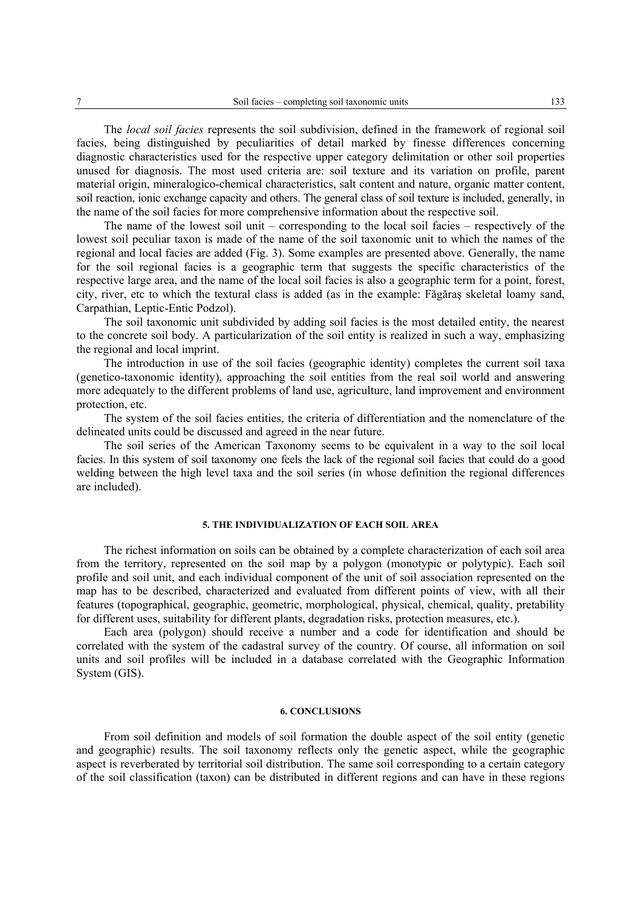The *local soil facies* represents the soil subdivision, defined in the framework of regional soil facies, being distinguished by peculiarities of detail marked by finesse differences concerning diagnostic characteristics used for the respective upper category delimitation or other soil properties unused for diagnosis. The most used criteria are: soil texture and its variation on profile, parent material origin, mineralogico-chemical characteristics, salt content and nature, organic matter content, soil reaction, ionic exchange capacity and others. The general class of soil texture is included, generally, in the name of the soil facies for more comprehensive information about the respective soil.

The name of the lowest soil unit – corresponding to the local soil facies – respectively of the lowest soil peculiar taxon is made of the name of the soil taxonomic unit to which the names of the regional and local facies are added (Fig. 3). Some examples are presented above. Generally, the name for the soil regional facies is a geographic term that suggests the specific characteristics of the respective large area, and the name of the local soil facies is also a geographic term for a point, forest, city, river, etc to which the textural class is added (as in the example: Făgăraş skeletal loamy sand, Carpathian, Leptic-Entic Podzol).

The soil taxonomic unit subdivided by adding soil facies is the most detailed entity, the nearest to the concrete soil body. A particularization of the soil entity is realized in such a way, emphasizing the regional and local imprint.

The introduction in use of the soil facies (geographic identity) completes the current soil taxa (genetico-taxonomic identity), approaching the soil entities from the real soil world and answering more adequately to the different problems of land use, agriculture, land improvement and environment protection, etc.

The system of the soil facies entities, the criteria of differentiation and the nomenclature of the delineated units could be discussed and agreed in the near future.

The soil series of the American Taxonomy seems to be equivalent in a way to the soil local facies. In this system of soil taxonomy one feels the lack of the regional soil facies that could do a good welding between the high level taxa and the soil series (in whose definition the regional differences are included).

## 5. THE INDIVIDUALIZATION OF EACH SOIL AREA

The richest information on soils can be obtained by a complete characterization of each soil area from the territory, represented on the soil map by a polygon (monotypic or polytypic). Each soil profile and soil unit, and each individual component of the unit of soil association represented on the map has to be described, characterized and evaluated from different points of view, with all their features (topographical, geographic, geometric, morphological, physical, chemical, quality, pretability for different uses, suitability for different plants, degradation risks, protection measures, etc.).

Each area (polygon) should receive a number and a code for identification and should be correlated with the system of the cadastral survey of the country. Of course, all information on soil units and soil profiles will be included in a database correlated with the Geographic Information System (GIS).

## 6. CONCLUSIONS

From soil definition and models of soil formation the double aspect of the soil entity (genetic and geographic) results. The soil taxonomy reflects only the genetic aspect, while the geographic aspect is reverberated by territorial soil distribution. The same soil corresponding to a certain category of the soil classification (taxon) can be distributed in different regions and can have in these regions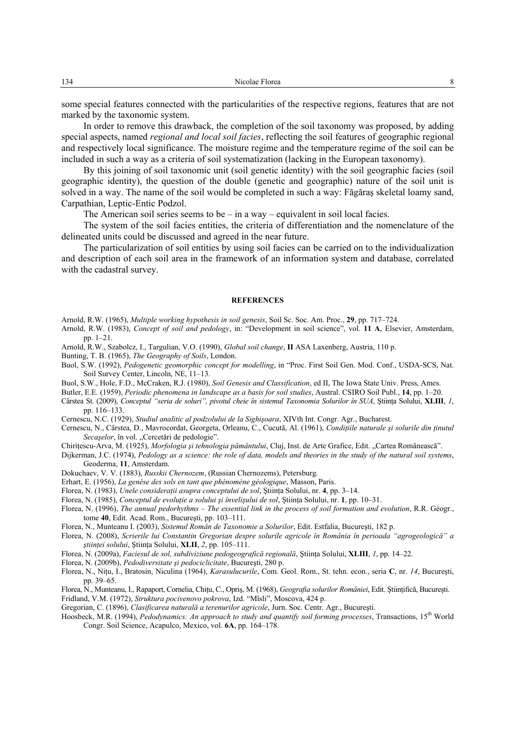some special features connected with the particularities of the respective regions, features that are not marked by the taxonomic system.

In order to remove this drawback, the completion of the soil taxonomy was proposed, by adding special aspects, named *regional and local soil facies*, reflecting the soil features of geographic regional and respectively local significance. The moisture regime and the temperature regime of the soil can be included in such a way as a criteria of soil systematization (lacking in the European taxonomy).

By this joining of soil taxonomic unit (soil genetic identity) with the soil geographic facies (soil geographic identity), the question of the double (genetic and geographic) nature of the soil unit is solved in a way. The name of the soil would be completed in such a way: Făgăraş skeletal loamy sand, Carpathian, Leptic-Entic Podzol.

The American soil series seems to be – in a way – equivalent in soil local facies.

The system of the soil facies entities, the criteria of differentiation and the nomenclature of the delineated units could be discussed and agreed in the near future.

The particularization of soil entities by using soil facies can be carried on to the individualization and description of each soil area in the framework of an information system and database, correlated with the cadastral survey.

## REFERENCES

Arnold, R.W. (1965), *Multiple working hypothesis in soil genesis*, Soil Sc. Soc. Am. Proc., **29**, pp. 717–724.

Arnold, R.W. (1983), *Concept of soil and pedology*, in: "Development in soil science", vol. **11 A**, Elsevier, Amsterdam, pp. 1–21.

Arnold, R.W., Szabolcz, I., Targulian, V.O. (1990), *Global soil change*, **II** ASA Laxenberg, Austria, 110 p.

Bunting, T. B. (1965), *The Geography of Soils*, London.

Buol, S.W. (1992), *Pedogenetic geomorphic concept for modelling*, in "Proc. First Soil Gen. Mod. Conf., USDA-SCS, Nat. Soil Survey Center, Lincoln, NE, 11–13.

Buol, S.W., Hole, F.D., McCraken, R.J. (1980), *Soil Genesis and Classification*, ed II, The Iowa State Univ. Press, Ames.

Butler, E.E. (1959), *Periodic phenomena in landscape as a basis for soil studies*, Austral. CSIRO Soil Publ., **14**, pp. 1–20.

Cârstea St. (2009), *Conceptul "seria de soluri", pivotul cheie în sistemul Taxonomia Solurilor în SUA*, Ştiința Solului, **XLIII**, *1*, pp. 116–133.

Cernescu, N.C. (1929), *Studiul analitic al podzolului de la Sighişoara*, XIVth Int. Congr. Agr., Bucharest.

Cernescu, N., Cârstea, D., Mavrocordat, Georgeta, Orleanu, C., Cucută, Al. (1961), *Condițiile naturale şi solurile din ținutul Secaşelor*, în vol. „Cercetări de pedologie".

Chirițescu-Arva, M. (1925), *Morfologia şi tehnologia pământului*, Cluj, Inst. de Arte Grafice, Edit. „Cartea Românească".

Dijkerman, J.C. (1974), *Pedology as a science: the role of data, models and theories in the study of the natural soil systems*, Geoderma, **11**, Amsterdam.

Dokuchaev, V. V. (1883), *Russkii Chernozem*, (Russian Chernozems), Petersburg.

Erhart, E. (1956), *La genèse des sols en tant que phénomène géologique*, Masson, Paris.

Florea, N. (1983), *Unele considerații asupra conceptului de sol*, Ştiința Solului, nr. **4**, pp. 3–14.

Florea, N. (1985), *Conceptul de evoluție a solului şi învelişului de sol*, Ştiința Solului, nr. **1**, pp. 10–31.

Florea, N. (1996), *The annual pedorhythms – The essential link in the process of soil formation and evolution*, R.R. Géogr., tome **40**, Edit. Acad. Rom., Bucureşti, pp. 103–111.

Florea, N., Munteanu I. (2003), *Sistemul Român de Taxonomie a Solurilor*, Edit. Estfalia, Bucureşti, 182 p.

Florea, N. (2008), *Scrierile lui Constantin Gregorian despre solurile agricole în România în perioada "agrogeologică" a ştiinței solului*, Ştiința Solului, **XLII**, *2*, pp. 105–111.

Florea, N. (2009a), *Faciesul de sol, subdiviziune pedogeografică regională*, Ştiința Solului, **XLIII**, *1*, pp. 14–22.

Florea, N. (2009b), *Pedodiversitate şi pedociclicitate*, Bucureşti, 280 p.

Florea, N., Nițu, I., Bratosin, Niculina (1964), *Karasulucurile*, Com. Geol. Rom., St. tehn. econ., seria **C**, nr. *14*, Bucureşti, pp. 39–65.

Florea, N., Munteanu, I., Rapaport, Cornelia, Chițu, C., Opriş, M. (1968), *Geografia solurilor României*, Edit. Ştiințifică, Bucureşti.

Fridland, V.M. (1972), *Struktura pocivenovo pokrova*, Izd. "Mîsli", Moscova, 424 p.

Gregorian, C. (1896), *Clasificarea naturală a terenurilor agricole*, Jurn. Soc. Centr. Agr., Bucureşti.

Hoosbeck, M.R. (1994), *Pedodynamics: An approach to study and quantify soil forming processes*, Transactions, 15th World Congr. Soil Science, Acapulco, Mexico, vol. **6A**, pp. 164–178.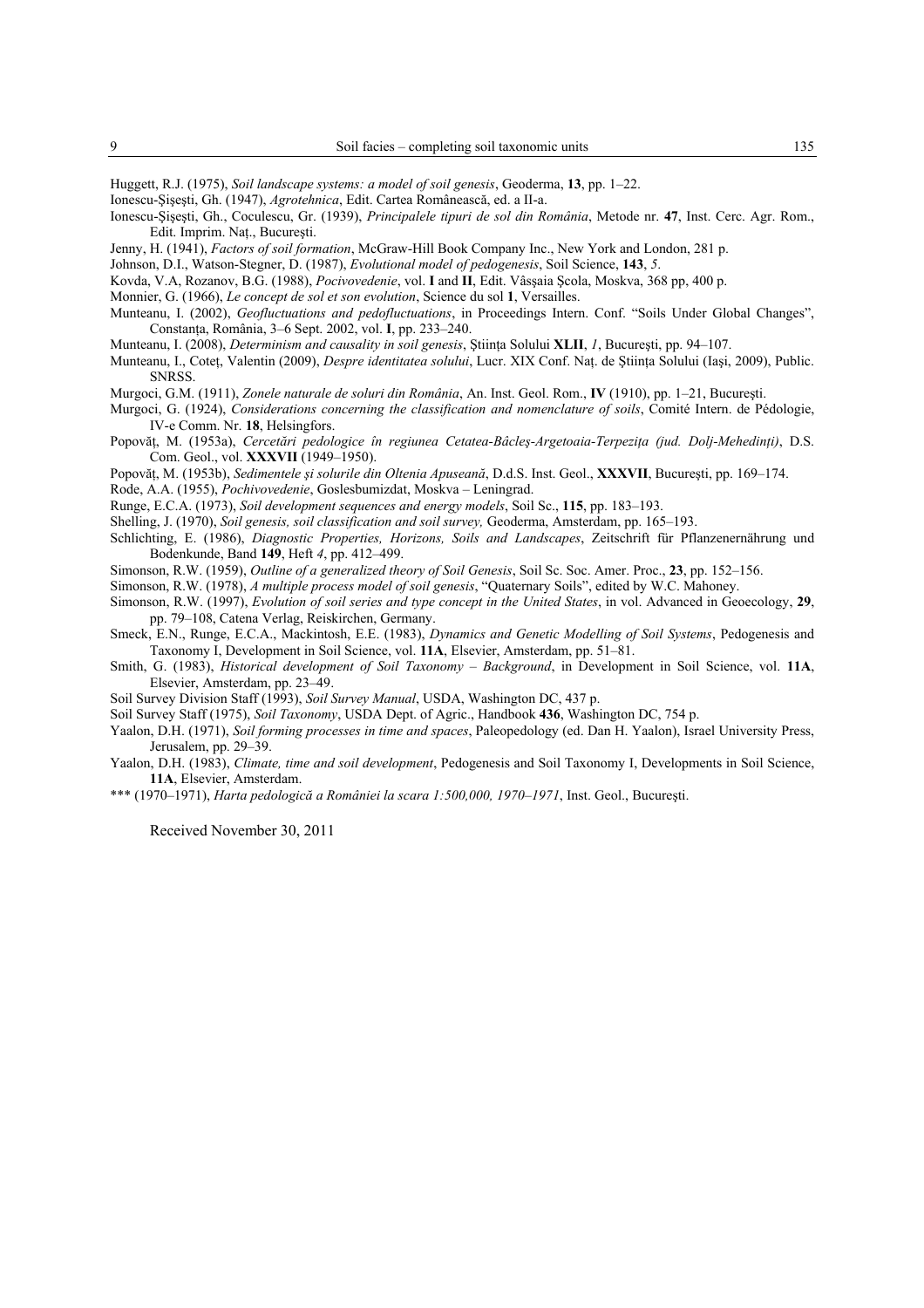Huggett, R.J. (1975), *Soil landscape systems: a model of soil genesis*, Geoderma, **13**, pp. 1–22.

Ionescu-Şişeşti, Gh. (1947), *Agrotehnica*, Edit. Cartea Românească, ed. a II-a.

Ionescu-Şişeşti, Gh., Coculescu, Gr. (1939), *Principalele tipuri de sol din România*, Metode nr. **47**, Inst. Cerc. Agr. Rom., Edit. Imprim. Naţ., Bucureşti.

Jenny, H. (1941), *Factors of soil formation*, McGraw-Hill Book Company Inc., New York and London, 281 p.

Johnson, D.I., Watson-Stegner, D. (1987), *Evolutional model of pedogenesis*, Soil Science, **143**, *5*.

Kovda, V.A, Rozanov, B.G. (1988), *Pocivovedenie*, vol. **I** and **II**, Edit. Vâsşaia Şcola, Moskva, 368 pp, 400 p.

Monnier, G. (1966), *Le concept de sol et son evolution*, Science du sol **1**, Versailles.

Munteanu, I. (2002), *Geofluctuations and pedofluctuations*, in Proceedings Intern. Conf. "Soils Under Global Changes", Constanţa, România, 3–6 Sept. 2002, vol. **I**, pp. 233–240.

Munteanu, I. (2008), *Determinism and causality in soil genesis*, Ştiinţa Solului **XLII**, *1*, Bucureşti, pp. 94–107.

Munteanu, I., Coteţ, Valentin (2009), *Despre identitatea solului*, Lucr. XIX Conf. Naţ. de Ştiinţa Solului (Iaşi, 2009), Public. SNRSS.

Murgoci, G.M. (1911), *Zonele naturale de soluri din România*, An. Inst. Geol. Rom., **IV** (1910), pp. 1–21, Bucureşti.

Murgoci, G. (1924), *Considerations concerning the classification and nomenclature of soils*, Comité Intern. de Pédologie, IV-e Comm. Nr. **18**, Helsingfors.

Popovăţ, M. (1953a), *Cercetări pedologice în regiunea Cetatea-Bâcleş-Argetoaia-Terpeziţa (jud. Dolj-Mehedinţi)*, D.S. Com. Geol., vol. **XXXVI** (1949–1950).

Popovăţ, M. (1953b), *Sedimentele şi solurile din Oltenia Apuseană*, D.d.S. Inst. Geol., **XXXVII**, Bucureşti, pp. 169–174.

Rode, A.A. (1955), *Pochivovedenie*, Goslesbumizdat, Moskva – Leningrad.

Runge, E.C.A. (1973), *Soil development sequences and energy models*, Soil Sc., **115**, pp. 183–193.

Shelling, J. (1970), *Soil genesis, soil classification and soil survey,* Geoderma, Amsterdam, pp. 165–193.

Schlichting, E. (1986), *Diagnostic Properties, Horizons, Soils and Landscapes*, Zeitschrift für Pflanzenernährung und Bodenkunde, Band **149**, Heft *4*, pp. 412–499.

Simonson, R.W. (1959), *Outline of a generalized theory of Soil Genesis*, Soil Sc. Soc. Amer. Proc., **23**, pp. 152–156.

Simonson, R.W. (1978), *A multiple process model of soil genesis*, "Quaternary Soils", edited by W.C. Mahoney.

Simonson, R.W. (1997), *Evolution of soil series and type concept in the United States*, in vol. Advanced in Geoecology, **29**, pp. 79–108, Catena Verlag, Reiskirchen, Germany.

Smeck, E.N., Runge, E.C.A., Mackintosh, E.E. (1983), *Dynamics and Genetic Modelling of Soil Systems*, Pedogenesis and Taxonomy I, Development in Soil Science, vol. **11A**, Elsevier, Amsterdam, pp. 51–81.

Smith, G. (1983), *Historical development of Soil Taxonomy – Background*, in Development in Soil Science, vol. **11A**, Elsevier, Amsterdam, pp. 23–49.

Soil Survey Division Staff (1993), *Soil Survey Manual*, USDA, Washington DC, 437 p.

Soil Survey Staff (1975), *Soil Taxonomy*, USDA Dept. of Agric., Handbook **436**, Washington DC, 754 p.

Yaalon, D.H. (1971), *Soil forming processes in time and spaces*, Paleopedology (ed. Dan H. Yaalon), Israel University Press, Jerusalem, pp. 29–39.

Yaalon, D.H. (1983), *Climate, time and soil development*, Pedogenesis and Soil Taxonomy I, Developments in Soil Science, **11A**, Elsevier, Amsterdam.

\*\*\* (1970–1971), *Harta pedologică a României la scara 1:500,000, 1970–1971*, Inst. Geol., Bucureşti.

Received November 30, 2011